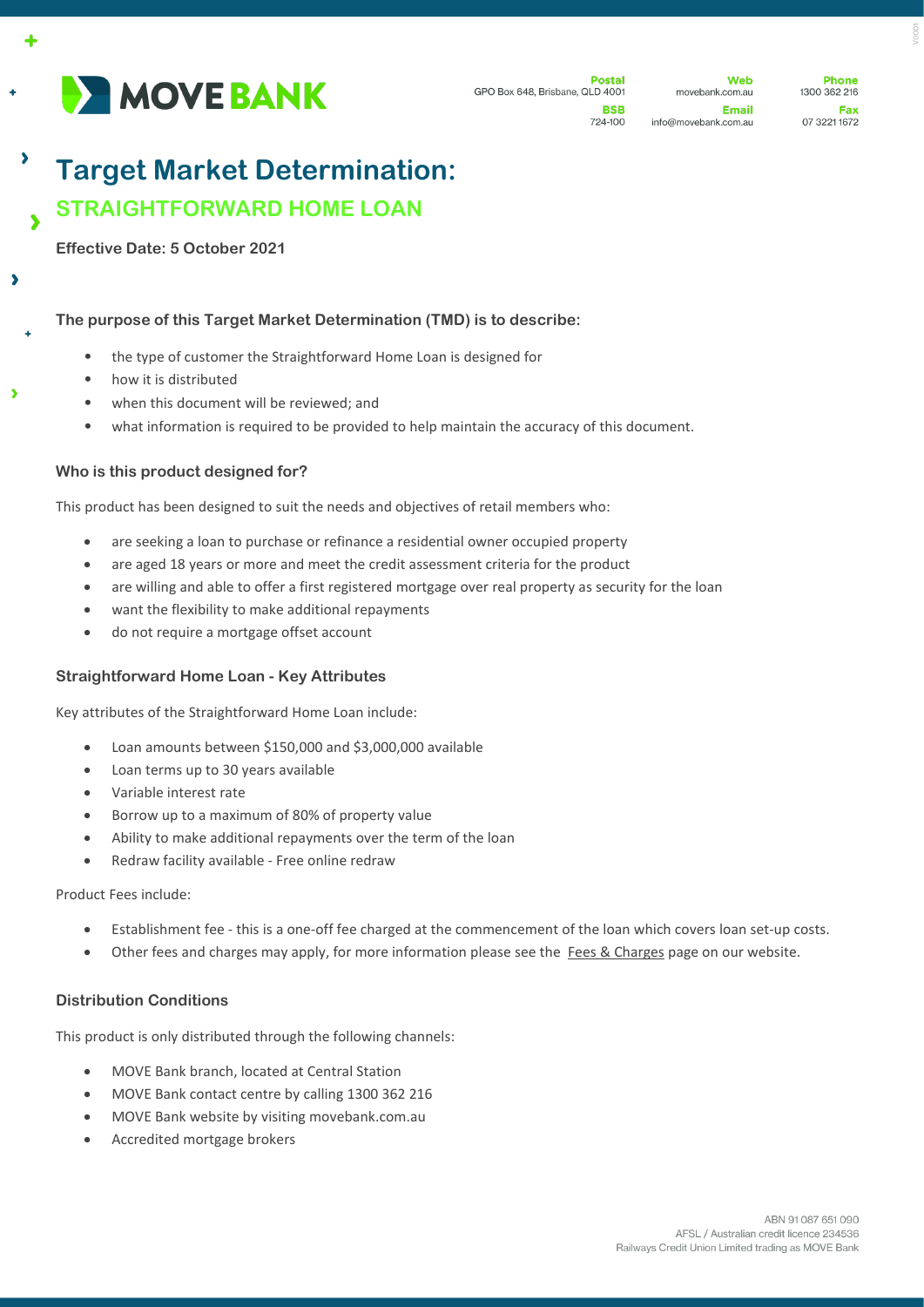MOVE BANK

**Postal**
GPO Box 648, Brisbane, QLD 4001

**BSB**
724-100

**Web**
movebank.com.au

**Email**
info@movebank.com.au

**Phone**
1300 362 216

**Fax**
07 3221 1672

# Target Market Determination:

## STRAIGHTFORWARD HOME LOAN

**Effective Date: 5 October 2021**

### The purpose of this Target Market Determination (TMD) is to describe:

- the type of customer the Straightforward Home Loan is designed for
- how it is distributed
- when this document will be reviewed; and
- what information is required to be provided to help maintain the accuracy of this document.

### Who is this product designed for?

This product has been designed to suit the needs and objectives of retail members who:

- are seeking a loan to purchase or refinance a residential owner occupied property
- are aged 18 years or more and meet the credit assessment criteria for the product
- are willing and able to offer a first registered mortgage over real property as security for the loan
- want the flexibility to make additional repayments
- do not require a mortgage offset account

### Straightforward Home Loan - Key Attributes

Key attributes of the Straightforward Home Loan include:

- Loan amounts between $150,000 and $3,000,000 available
- Loan terms up to 30 years available
- Variable interest rate
- Borrow up to a maximum of 80% of property value
- Ability to make additional repayments over the term of the loan
- Redraw facility available - Free online redraw

Product Fees include:

- Establishment fee - this is a one-off fee charged at the commencement of the loan which covers loan set-up costs.
- Other fees and charges may apply, for more information please see the Fees & Charges page on our website.

### Distribution Conditions

This product is only distributed through the following channels:

- MOVE Bank branch, located at Central Station
- MOVE Bank contact centre by calling 1300 362 216
- MOVE Bank website by visiting movebank.com.au
- Accredited mortgage brokers

ABN 91 087 651 090
AFSL / Australian credit licence 234536
Railways Credit Union Limited trading as MOVE Bank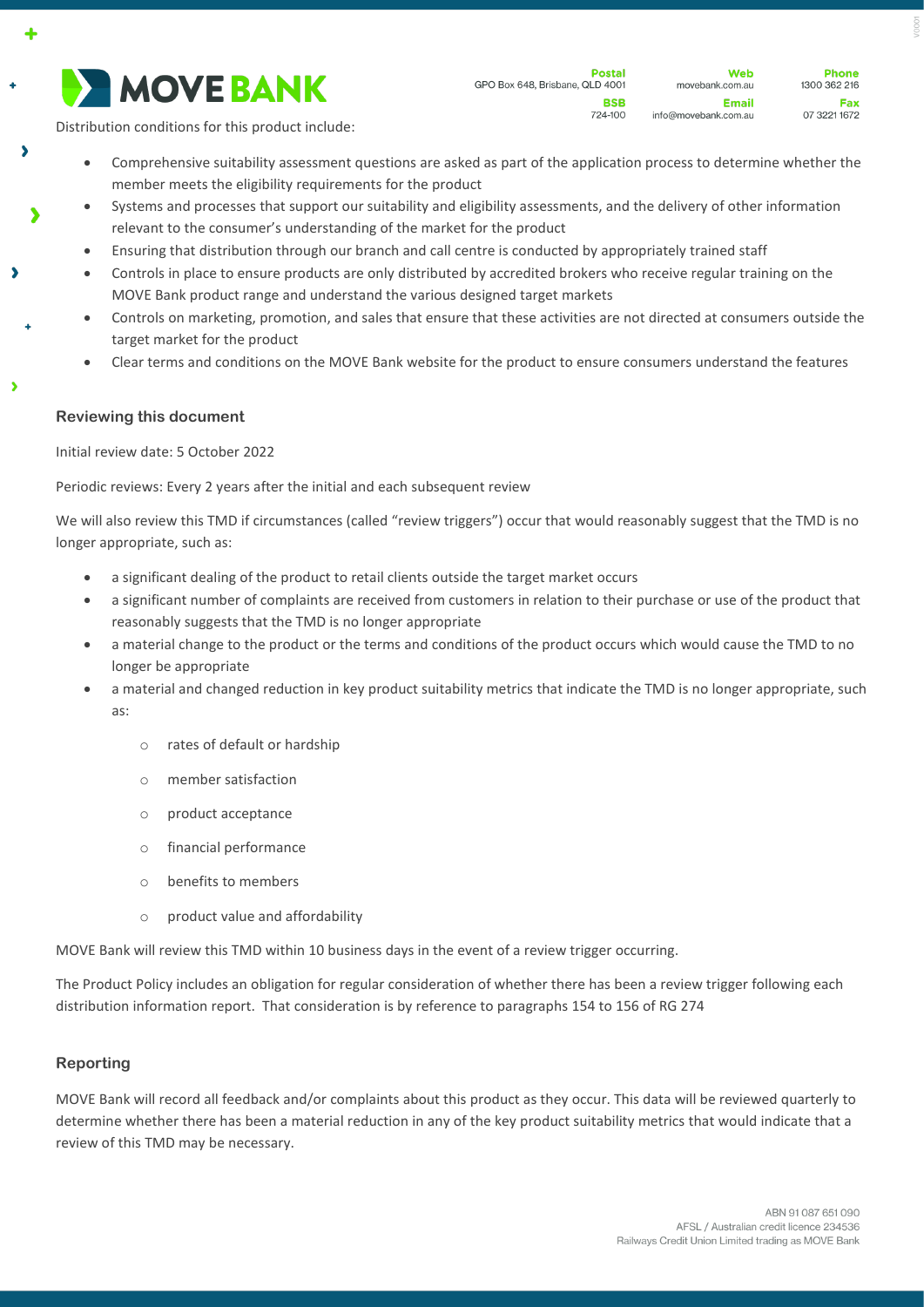Distribution conditions for this product include:

- Comprehensive suitability assessment questions are asked as part of the application process to determine whether the member meets the eligibility requirements for the product
- Systems and processes that support our suitability and eligibility assessments, and the delivery of other information relevant to the consumer's understanding of the market for the product
- Ensuring that distribution through our branch and call centre is conducted by appropriately trained staff
- Controls in place to ensure products are only distributed by accredited brokers who receive regular training on the MOVE Bank product range and understand the various designed target markets
- Controls on marketing, promotion, and sales that ensure that these activities are not directed at consumers outside the target market for the product
- Clear terms and conditions on the MOVE Bank website for the product to ensure consumers understand the features

### Reviewing this document

Initial review date: 5 October 2022

Periodic reviews: Every 2 years after the initial and each subsequent review

We will also review this TMD if circumstances (called "review triggers") occur that would reasonably suggest that the TMD is no longer appropriate, such as:

- a significant dealing of the product to retail clients outside the target market occurs
- a significant number of complaints are received from customers in relation to their purchase or use of the product that reasonably suggests that the TMD is no longer appropriate
- a material change to the product or the terms and conditions of the product occurs which would cause the TMD to no longer be appropriate
- a material and changed reduction in key product suitability metrics that indicate the TMD is no longer appropriate, such as:
    - rates of default or hardship
    - member satisfaction
    - product acceptance
    - financial performance
    - benefits to members
    - product value and affordability

MOVE Bank will review this TMD within 10 business days in the event of a review trigger occurring.

The Product Policy includes an obligation for regular consideration of whether there has been a review trigger following each distribution information report. That consideration is by reference to paragraphs 154 to 156 of RG 274

### Reporting

MOVE Bank will record all feedback and/or complaints about this product as they occur. This data will be reviewed quarterly to determine whether there has been a material reduction in any of the key product suitability metrics that would indicate that a review of this TMD may be necessary.